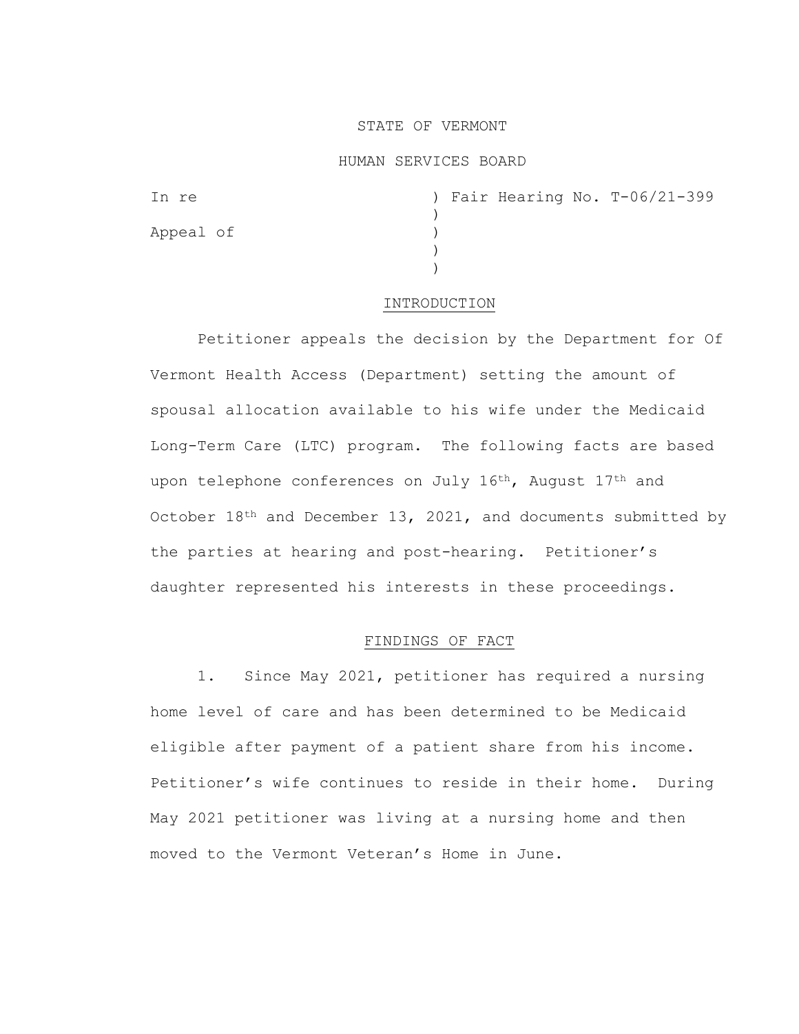STATE OF VERMONT

HUMAN SERVICES BOARD

| | |
|---|---|
| In re | ) Fair Hearing No. T-06/21-399 |
| | ) |
| Appeal of | ) |
| | ) |
| | ) |

## INTRODUCTION

Petitioner appeals the decision by the Department for Of Vermont Health Access (Department) setting the amount of spousal allocation available to his wife under the Medicaid Long-Term Care (LTC) program. The following facts are based upon telephone conferences on July 16th, August 17th and October 18th and December 13, 2021, and documents submitted by the parties at hearing and post-hearing. Petitioner's daughter represented his interests in these proceedings.

## FINDINGS OF FACT

1. Since May 2021, petitioner has required a nursing home level of care and has been determined to be Medicaid eligible after payment of a patient share from his income. Petitioner's wife continues to reside in their home. During May 2021 petitioner was living at a nursing home and then moved to the Vermont Veteran's Home in June.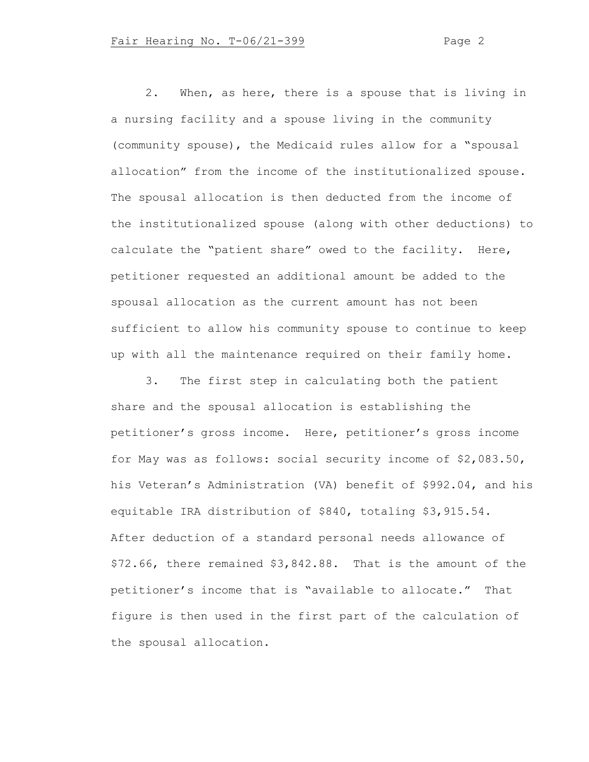2. When, as here, there is a spouse that is living in a nursing facility and a spouse living in the community (community spouse), the Medicaid rules allow for a "spousal allocation" from the income of the institutionalized spouse. The spousal allocation is then deducted from the income of the institutionalized spouse (along with other deductions) to calculate the "patient share" owed to the facility. Here, petitioner requested an additional amount be added to the spousal allocation as the current amount has not been sufficient to allow his community spouse to continue to keep up with all the maintenance required on their family home.

3. The first step in calculating both the patient share and the spousal allocation is establishing the petitioner's gross income. Here, petitioner's gross income for May was as follows: social security income of $2,083.50, his Veteran's Administration (VA) benefit of $992.04, and his equitable IRA distribution of $840, totaling $3,915.54. After deduction of a standard personal needs allowance of $72.66, there remained $3,842.88. That is the amount of the petitioner's income that is "available to allocate." That figure is then used in the first part of the calculation of the spousal allocation.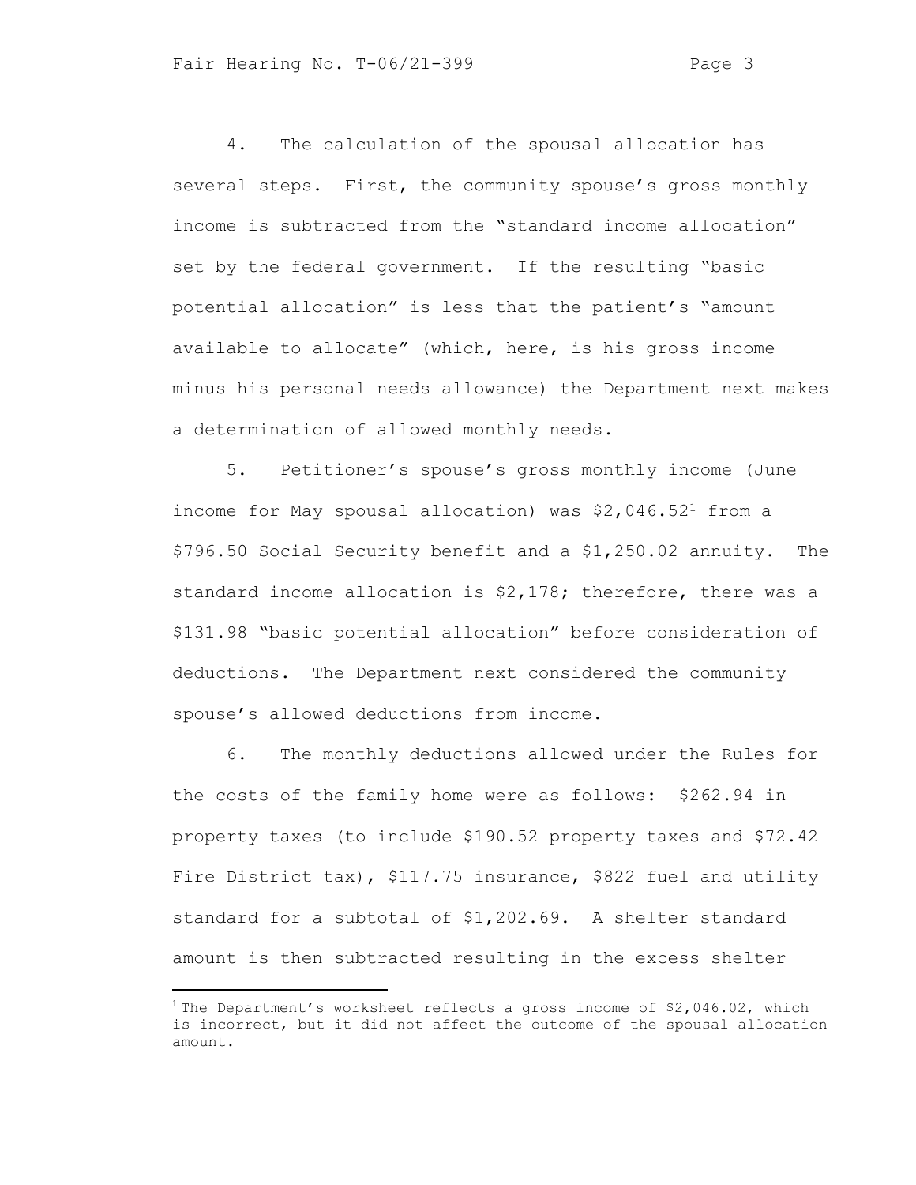4. The calculation of the spousal allocation has several steps. First, the community spouse's gross monthly income is subtracted from the "standard income allocation" set by the federal government. If the resulting "basic potential allocation" is less that the patient's "amount available to allocate" (which, here, is his gross income minus his personal needs allowance) the Department next makes a determination of allowed monthly needs.

5. Petitioner's spouse's gross monthly income (June income for May spousal allocation) was $2,046.52[1] from a $796.50 Social Security benefit and a $1,250.02 annuity. The standard income allocation is $2,178; therefore, there was a $131.98 "basic potential allocation" before consideration of deductions. The Department next considered the community spouse's allowed deductions from income.

6. The monthly deductions allowed under the Rules for the costs of the family home were as follows: $262.94 in property taxes (to include $190.52 property taxes and $72.42 Fire District tax), $117.75 insurance, $822 fuel and utility standard for a subtotal of $1,202.69. A shelter standard amount is then subtracted resulting in the excess shelter

[1] The Department's worksheet reflects a gross income of $2,046.02, which is incorrect, but it did not affect the outcome of the spousal allocation amount.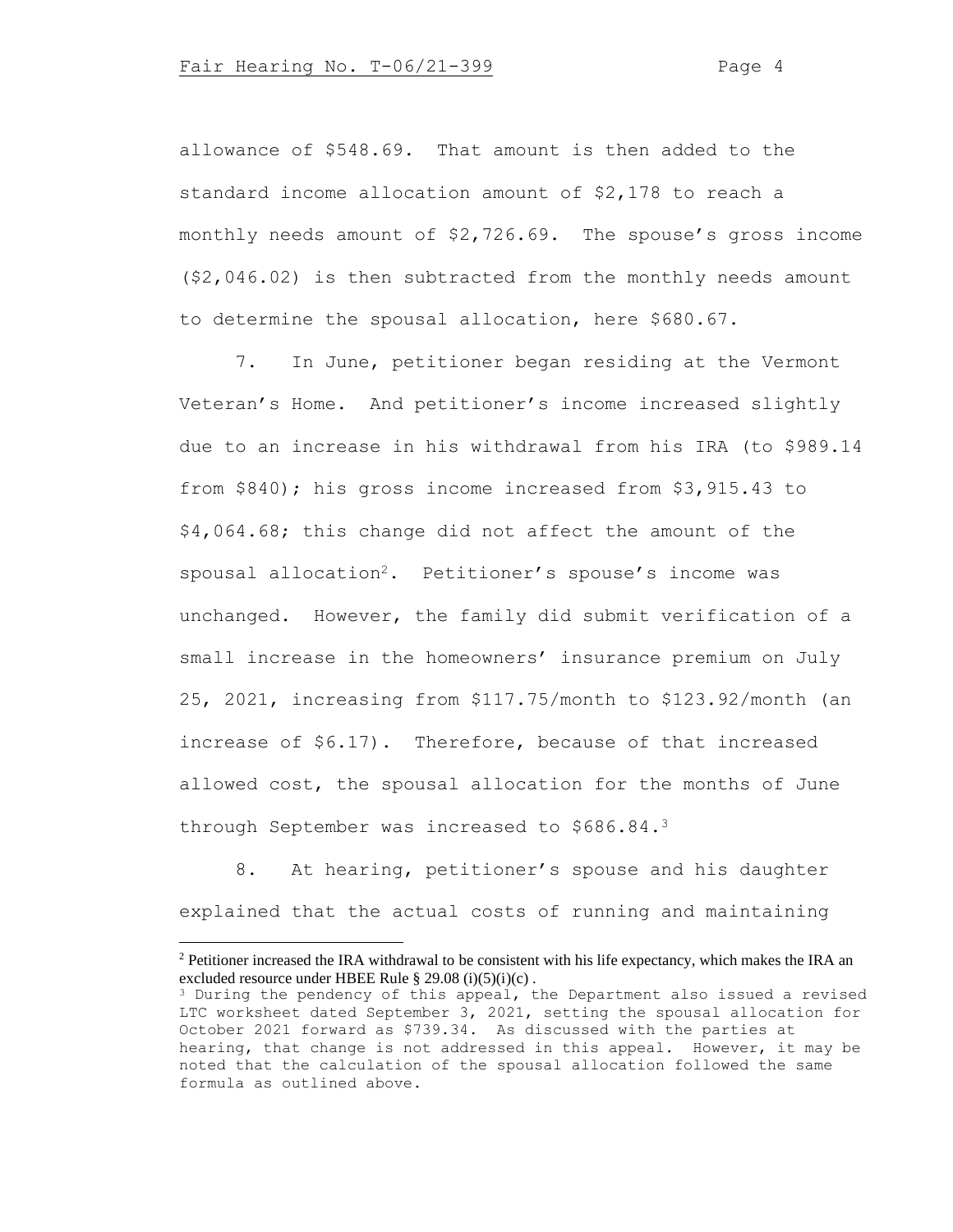allowance of $548.69. That amount is then added to the standard income allocation amount of $2,178 to reach a monthly needs amount of $2,726.69. The spouse's gross income ($2,046.02) is then subtracted from the monthly needs amount to determine the spousal allocation, here $680.67.

7. In June, petitioner began residing at the Vermont Veteran's Home. And petitioner's income increased slightly due to an increase in his withdrawal from his IRA (to $989.14 from $840); his gross income increased from $3,915.43 to $4,064.68; this change did not affect the amount of the spousal allocation[2]. Petitioner's spouse's income was unchanged. However, the family did submit verification of a small increase in the homeowners' insurance premium on July 25, 2021, increasing from $117.75/month to $123.92/month (an increase of $6.17). Therefore, because of that increased allowed cost, the spousal allocation for the months of June through September was increased to $686.84.[3]

8. At hearing, petitioner's spouse and his daughter explained that the actual costs of running and maintaining

---

[2] Petitioner increased the IRA withdrawal to be consistent with his life expectancy, which makes the IRA an excluded resource under HBEE Rule § 29.08 (i)(5)(i)(c) .

[3] During the pendency of this appeal, the Department also issued a revised LTC worksheet dated September 3, 2021, setting the spousal allocation for October 2021 forward as $739.34. As discussed with the parties at hearing, that change is not addressed in this appeal. However, it may be noted that the calculation of the spousal allocation followed the same formula as outlined above.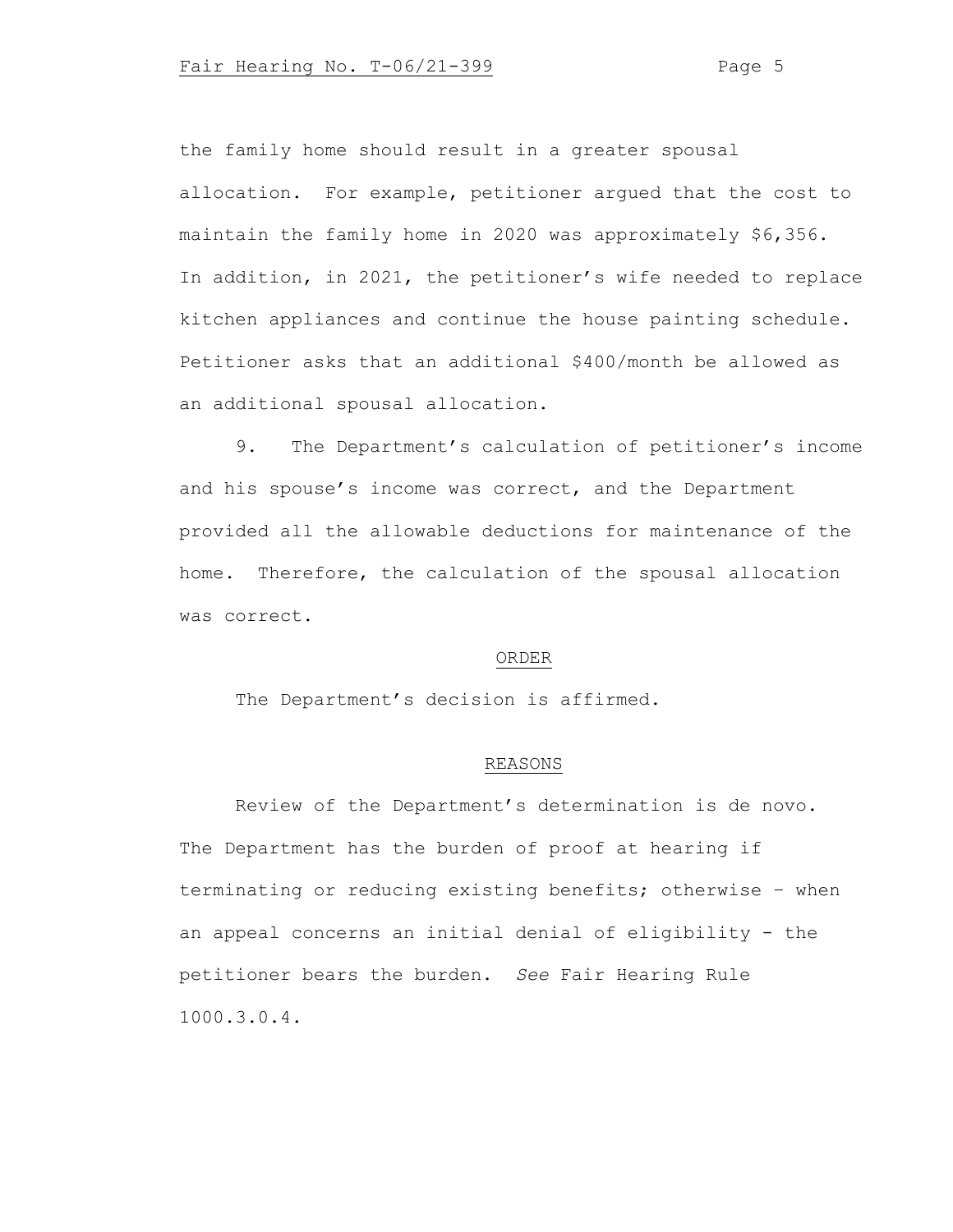the family home should result in a greater spousal allocation. For example, petitioner argued that the cost to maintain the family home in 2020 was approximately $6,356. In addition, in 2021, the petitioner's wife needed to replace kitchen appliances and continue the house painting schedule. Petitioner asks that an additional $400/month be allowed as an additional spousal allocation.

9. The Department's calculation of petitioner's income and his spouse's income was correct, and the Department provided all the allowable deductions for maintenance of the home. Therefore, the calculation of the spousal allocation was correct.

## ORDER

The Department's decision is affirmed.

## REASONS

Review of the Department's determination is de novo. The Department has the burden of proof at hearing if terminating or reducing existing benefits; otherwise – when an appeal concerns an initial denial of eligibility - the petitioner bears the burden. *See* Fair Hearing Rule 1000.3.0.4.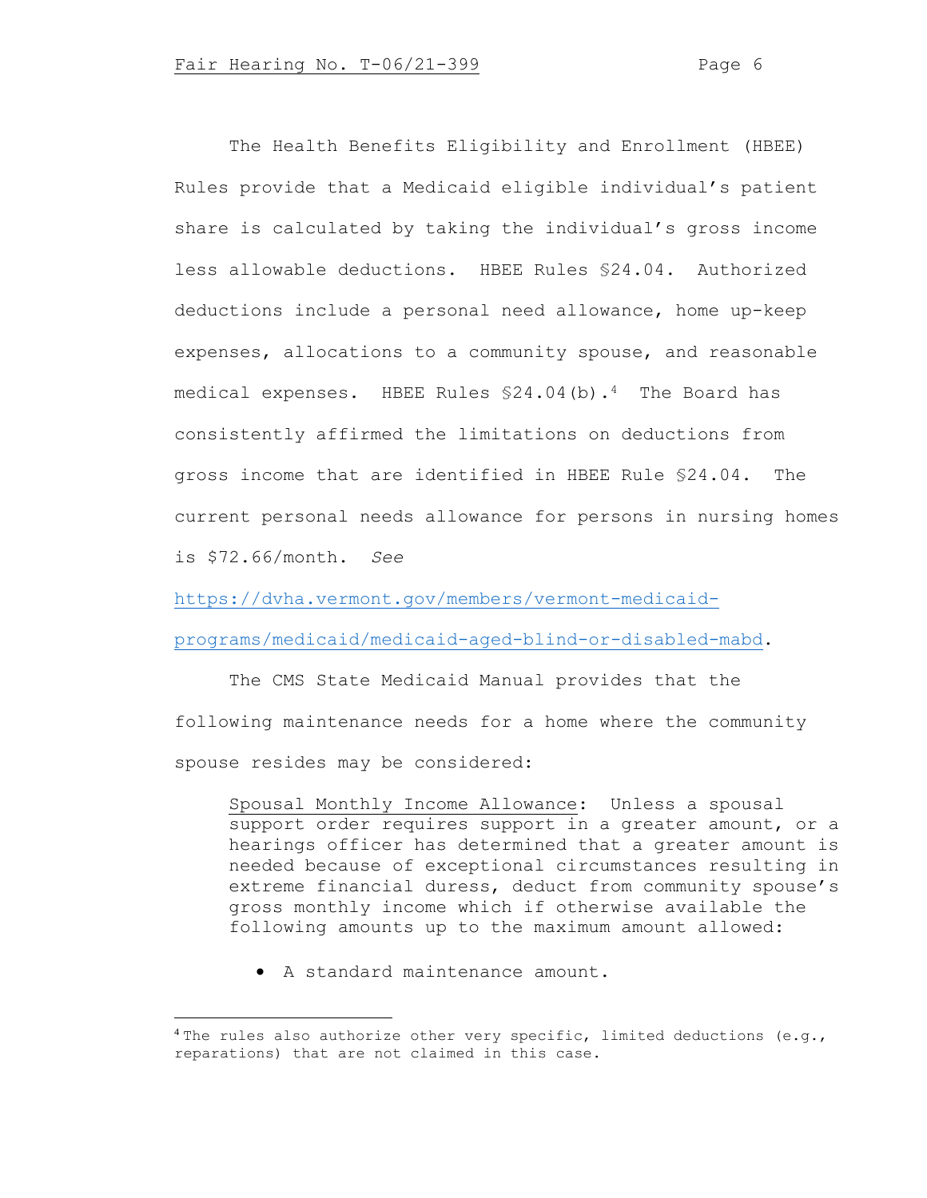The Health Benefits Eligibility and Enrollment (HBEE) Rules provide that a Medicaid eligible individual's patient share is calculated by taking the individual's gross income less allowable deductions. HBEE Rules §24.04. Authorized deductions include a personal need allowance, home up-keep expenses, allocations to a community spouse, and reasonable medical expenses. HBEE Rules §24.04(b).[4] The Board has consistently affirmed the limitations on deductions from gross income that are identified in HBEE Rule §24.04. The current personal needs allowance for persons in nursing homes is $72.66/month. *See* https://dvha.vermont.gov/members/vermont-medicaid-programs/medicaid/medicaid-aged-blind-or-disabled-mabd.

The CMS State Medicaid Manual provides that the following maintenance needs for a home where the community spouse resides may be considered:

> Spousal Monthly Income Allowance: Unless a spousal support order requires support in a greater amount, or a hearings officer has determined that a greater amount is needed because of exceptional circumstances resulting in extreme financial duress, deduct from community spouse's gross monthly income which if otherwise available the following amounts up to the maximum amount allowed:
>
> - A standard maintenance amount.

[4] The rules also authorize other very specific, limited deductions (e.g., reparations) that are not claimed in this case.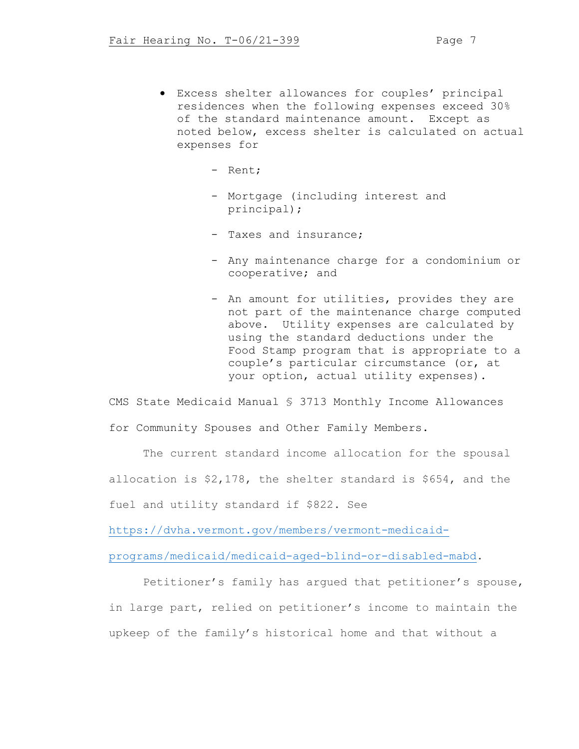- Excess shelter allowances for couples' principal residences when the following expenses exceed 30% of the standard maintenance amount. Except as noted below, excess shelter is calculated on actual expenses for

  - Rent;
  - Mortgage (including interest and principal);
  - Taxes and insurance;
  - Any maintenance charge for a condominium or cooperative; and
  - An amount for utilities, provides they are not part of the maintenance charge computed above. Utility expenses are calculated by using the standard deductions under the Food Stamp program that is appropriate to a couple's particular circumstance (or, at your option, actual utility expenses).

CMS State Medicaid Manual § 3713 Monthly Income Allowances for Community Spouses and Other Family Members.

The current standard income allocation for the spousal allocation is $2,178, the shelter standard is $654, and the fuel and utility standard if $822. See https://dvha.vermont.gov/members/vermont-medicaid-programs/medicaid/medicaid-aged-blind-or-disabled-mabd.

Petitioner's family has argued that petitioner's spouse, in large part, relied on petitioner's income to maintain the upkeep of the family's historical home and that without a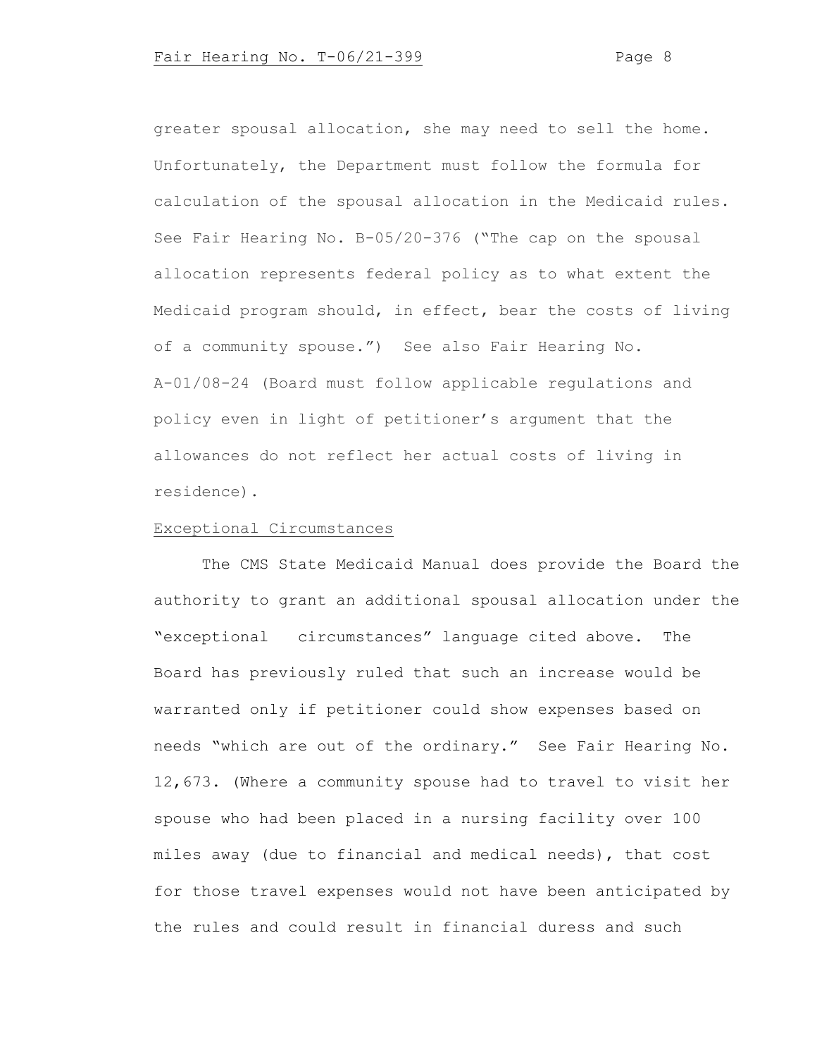greater spousal allocation, she may need to sell the home. Unfortunately, the Department must follow the formula for calculation of the spousal allocation in the Medicaid rules. See Fair Hearing No. B-05/20-376 ("The cap on the spousal allocation represents federal policy as to what extent the Medicaid program should, in effect, bear the costs of living of a community spouse.") See also Fair Hearing No. A-01/08-24 (Board must follow applicable regulations and policy even in light of petitioner's argument that the allowances do not reflect her actual costs of living in residence).

Exceptional Circumstances

The CMS State Medicaid Manual does provide the Board the authority to grant an additional spousal allocation under the "exceptional circumstances" language cited above. The Board has previously ruled that such an increase would be warranted only if petitioner could show expenses based on needs "which are out of the ordinary." See Fair Hearing No. 12,673. (Where a community spouse had to travel to visit her spouse who had been placed in a nursing facility over 100 miles away (due to financial and medical needs), that cost for those travel expenses would not have been anticipated by the rules and could result in financial duress and such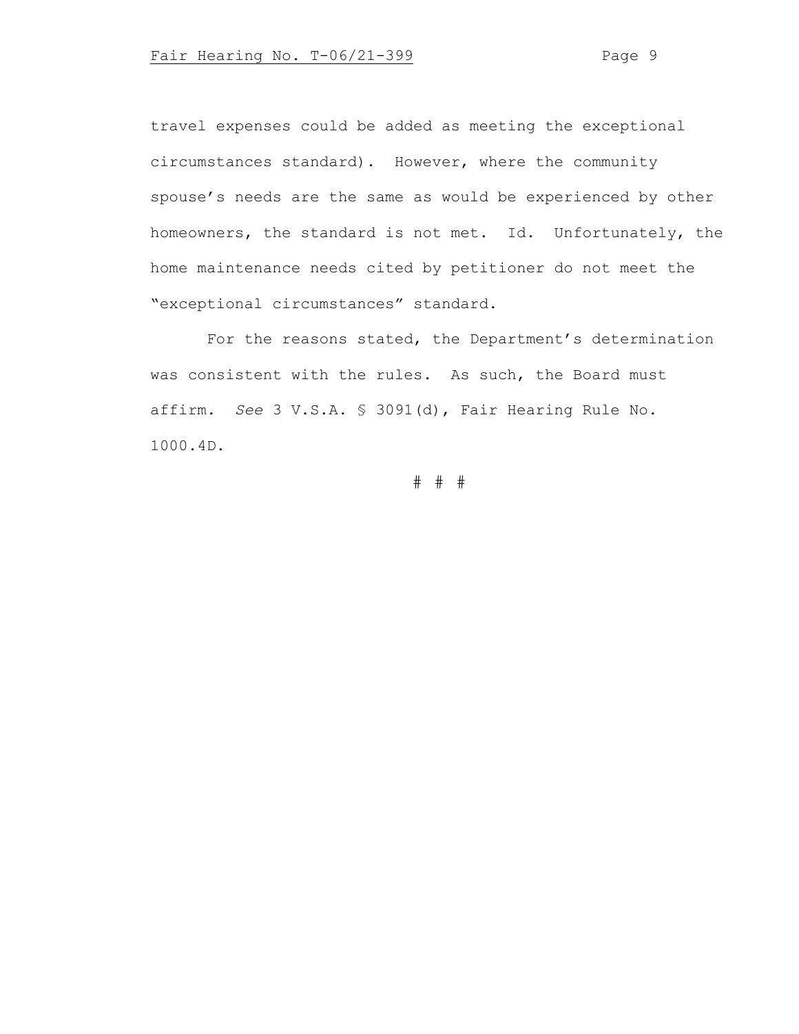travel expenses could be added as meeting the exceptional circumstances standard). However, where the community spouse's needs are the same as would be experienced by other homeowners, the standard is not met. Id. Unfortunately, the home maintenance needs cited by petitioner do not meet the "exceptional circumstances" standard.

For the reasons stated, the Department's determination was consistent with the rules. As such, the Board must affirm. *See* 3 V.S.A. § 3091(d), Fair Hearing Rule No. 1000.4D.

# # #